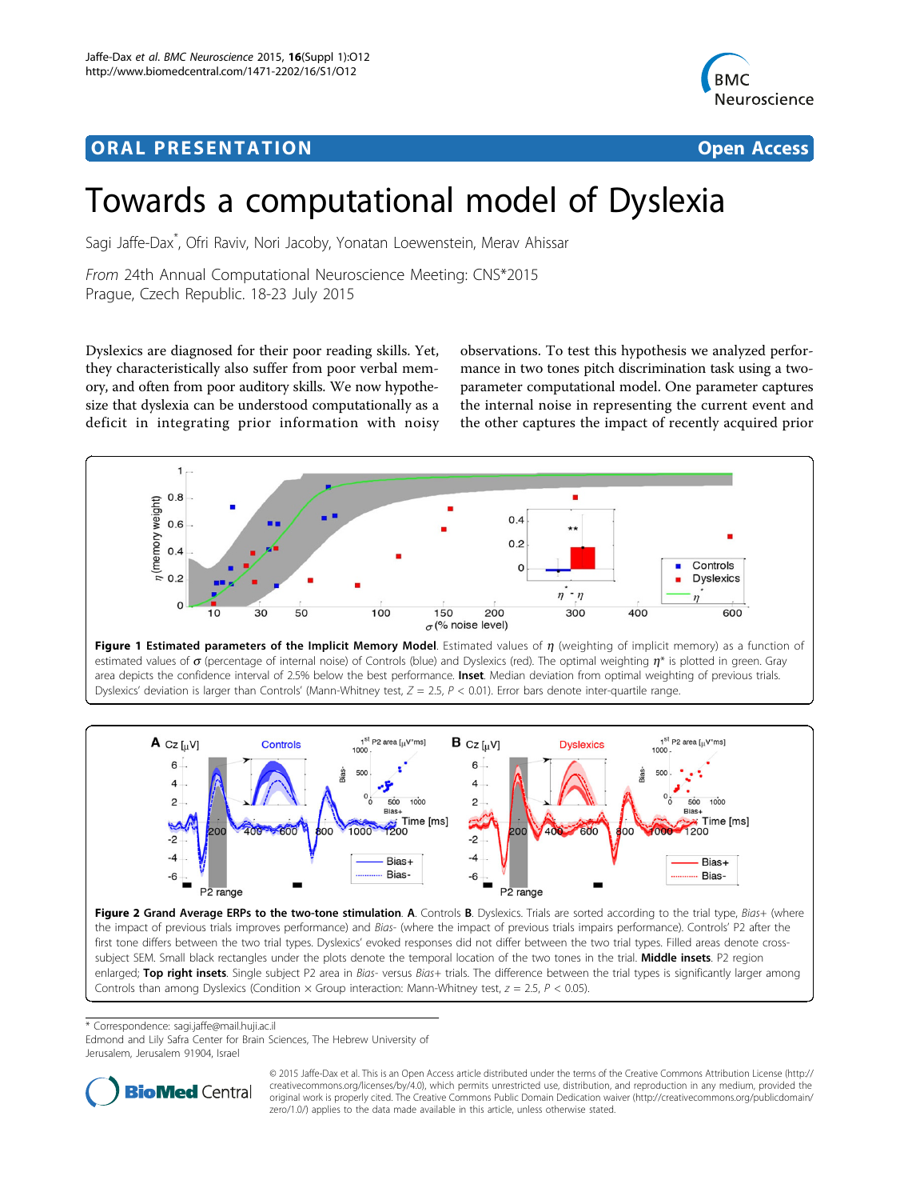ORAL PRESENTATION

Open Access

# Towards a computational model of Dyslexia

Sagi Jaffe-Dax*, Ofri Raviv, Nori Jacoby, Yonatan Loewenstein, Merav Ahissar

*From* 24th Annual Computational Neuroscience Meeting: CNS*2015
Prague, Czech Republic. 18-23 July 2015

Dyslexics are diagnosed for their poor reading skills. Yet, they characteristically also suffer from poor verbal memory, and often from poor auditory skills. We now hypothesize that dyslexia can be understood computationally as a deficit in integrating prior information with noisy observations. To test this hypothesis we analyzed performance in two tones pitch discrimination task using a two-parameter computational model. One parameter captures the internal noise in representing the current event and the other captures the impact of recently acquired prior

**Figure 1 Estimated parameters of the Implicit Memory Model**. Estimated values of $\eta$ (weighting of implicit memory) as a function of estimated values of $\sigma$ (percentage of internal noise) of Controls (blue) and Dyslexics (red). The optimal weighting $\eta^*$ is plotted in green. Gray area depicts the confidence interval of 2.5% below the best performance. **Inset**. Median deviation from optimal weighting of previous trials. Dyslexics' deviation is larger than Controls' (Mann-Whitney test, $Z = 2.5$, $P < 0.01$). Error bars denote inter-quartile range.

**Figure 2 Grand Average ERPs to the two-tone stimulation**. **A**. Controls **B**. Dyslexics. Trials are sorted according to the trial type, *Bias+* (where the impact of previous trials improves performance) and *Bias-* (where the impact of previous trials impairs performance). Controls' P2 after the first tone differs between the two trial types. Dyslexics' evoked responses did not differ between the two trial types. Filled areas denote cross-subject SEM. Small black rectangles under the plots denote the temporal location of the two tones in the trial. **Middle insets**. P2 region enlarged; **Top right insets**. Single subject P2 area in *Bias-* versus *Bias+* trials. The difference between the trial types is significantly larger among Controls than among Dyslexics (Condition × Group interaction: Mann-Whitney test, $z = 2.5$, $P < 0.05$).

* Correspondence: sagi.jaffe@mail.huji.ac.il
Edmond and Lily Safra Center for Brain Sciences, The Hebrew University of Jerusalem, Jerusalem 91904, Israel

© 2015 Jaffe-Dax et al. This is an Open Access article distributed under the terms of the Creative Commons Attribution License (http://creativecommons.org/licenses/by/4.0), which permits unrestricted use, distribution, and reproduction in any medium, provided the original work is properly cited. The Creative Commons Public Domain Dedication waiver (http://creativecommons.org/publicdomain/zero/1.0/) applies to the data made available in this article, unless otherwise stated.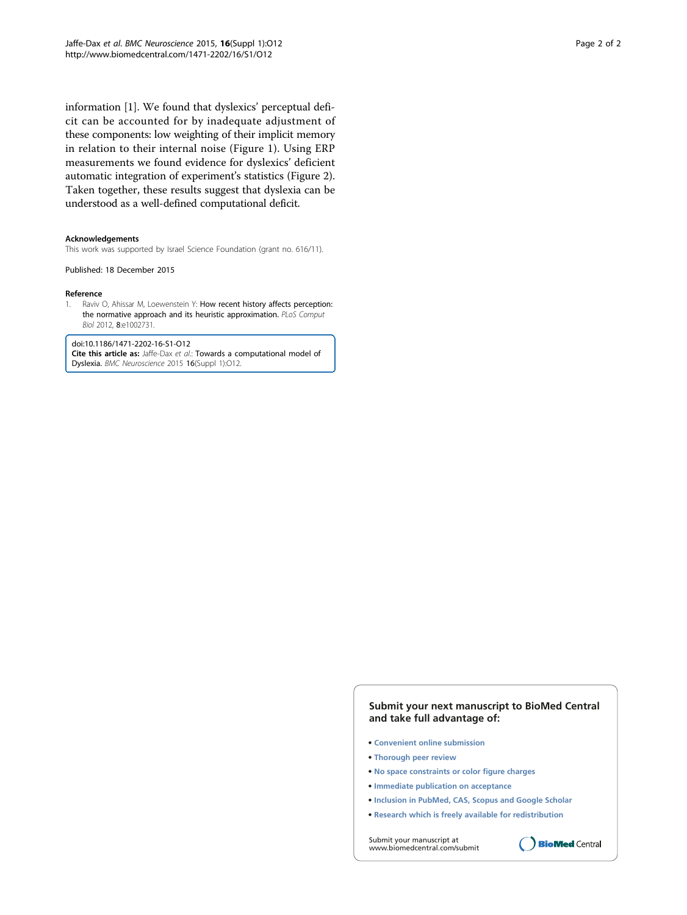information [1]. We found that dyslexics' perceptual deficit can be accounted for by inadequate adjustment of these components: low weighting of their implicit memory in relation to their internal noise (Figure 1). Using ERP measurements we found evidence for dyslexics' deficient automatic integration of experiment's statistics (Figure 2). Taken together, these results suggest that dyslexia can be understood as a well-defined computational deficit.

#### Acknowledgements

This work was supported by Israel Science Foundation (grant no. 616/11).

Published: 18 December 2015

#### Reference

1. Raviv O, Ahissar M, Loewenstein Y: **How recent history affects perception: the normative approach and its heuristic approximation.** *PLoS Comput Biol* 2012, **8**:e1002731.

doi:10.1186/1471-2202-16-S1-O12
**Cite this article as:** Jaffe-Dax *et al.*: **Towards a computational model of Dyslexia.** *BMC Neuroscience* 2015 **16**(Suppl 1):O12.

**Submit your next manuscript to BioMed Central and take full advantage of:**

- Convenient online submission
- Thorough peer review
- No space constraints or color figure charges
- Immediate publication on acceptance
- Inclusion in PubMed, CAS, Scopus and Google Scholar
- Research which is freely available for redistribution

Submit your manuscript at
www.biomedcentral.com/submit

BioMed Central